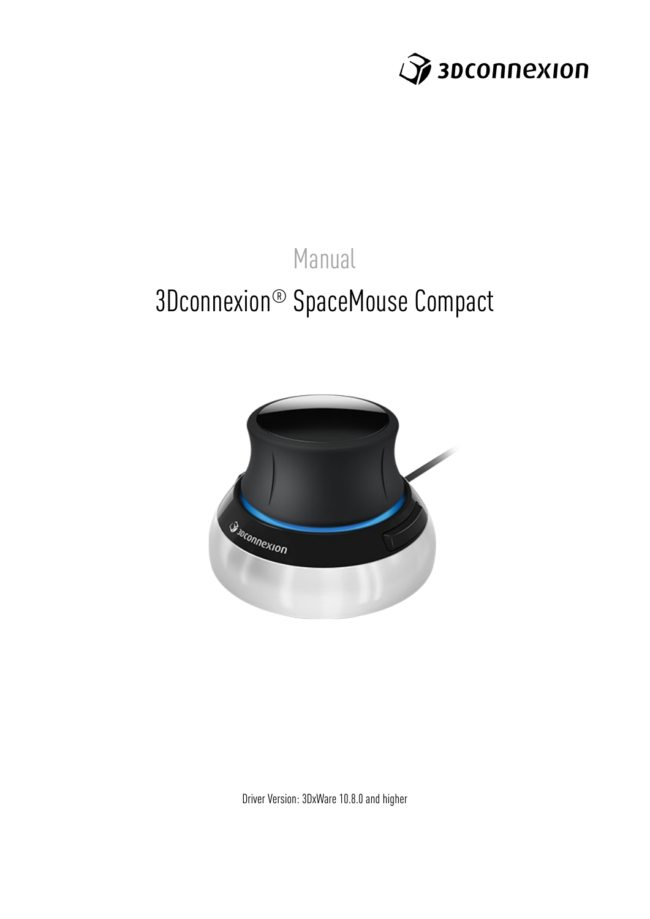# Manual

# 3Dconnexion® SpaceMouse Compact

Driver Version: 3DxWare 10.8.0 and higher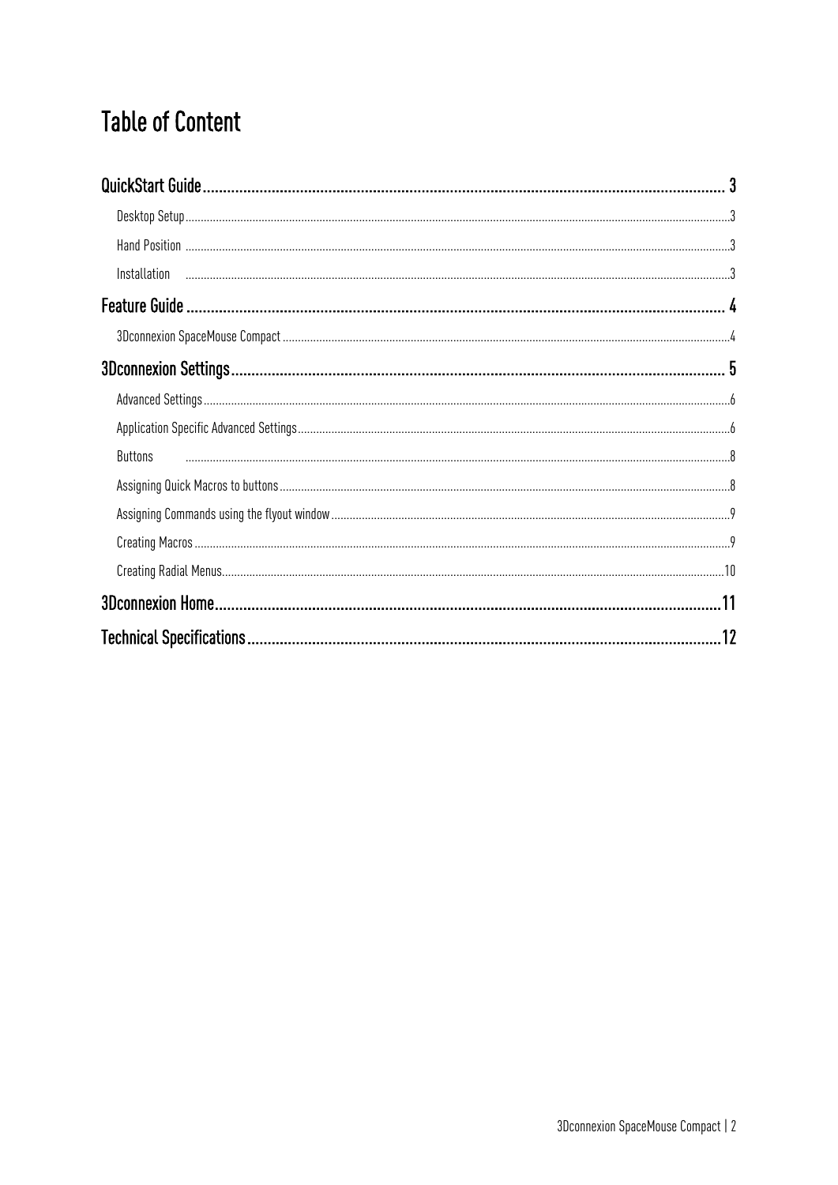# Table of Content

QuickStart Guide ........ 3

- Desktop Setup ........ 3
- Hand Position ........ 3
- Installation ........ 3

Feature Guide ........ 4

- 3Dconnexion SpaceMouse Compact ........ 4

3Dconnexion Settings ........ 5

- Advanced Settings ........ 6
- Application Specific Advanced Settings ........ 6
- Buttons ........ 8
- Assigning Quick Macros to buttons ........ 8
- Assigning Commands using the flyout window ........ 9
- Creating Macros ........ 9
- Creating Radial Menus ........ 10

3Dconnexion Home ........ 11

Technical Specifications ........ 12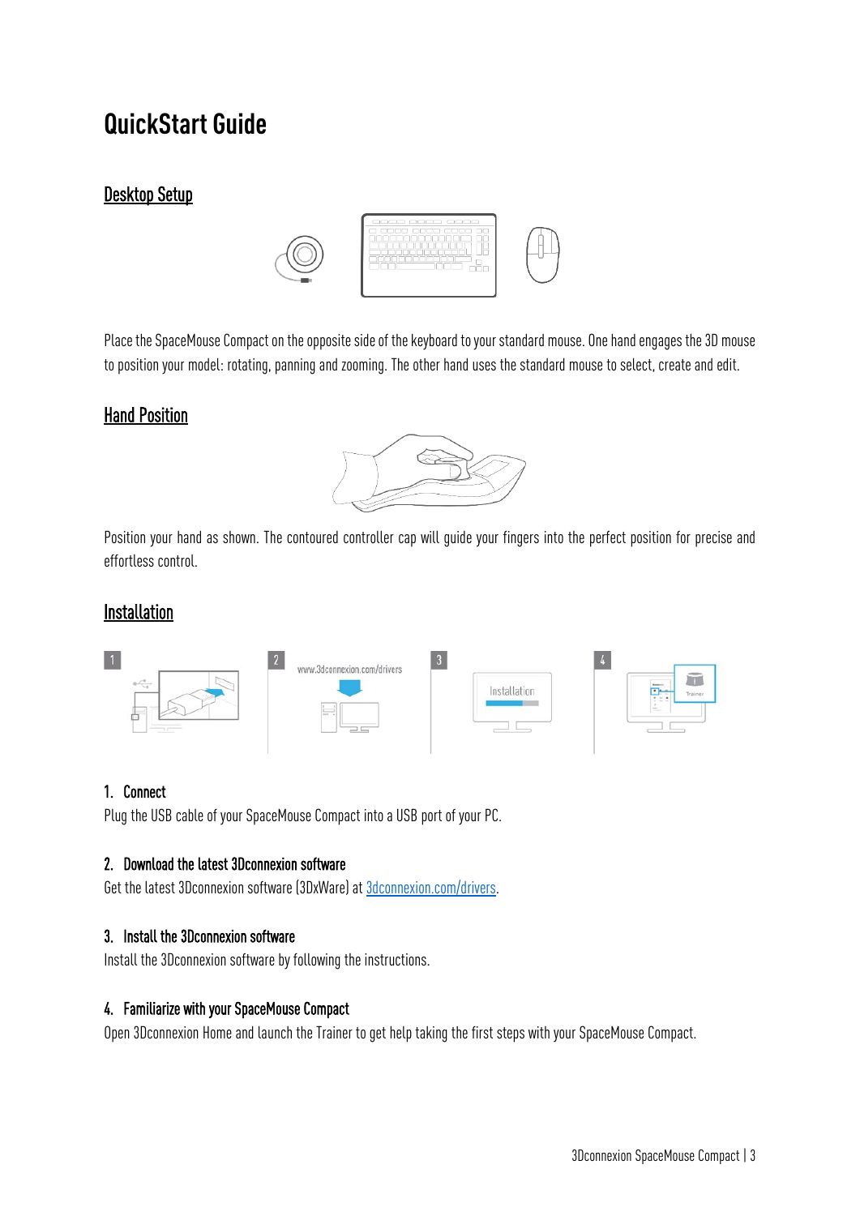# QuickStart Guide

## Desktop Setup

Place the SpaceMouse Compact on the opposite side of the keyboard to your standard mouse. One hand engages the 3D mouse to position your model: rotating, panning and zooming. The other hand uses the standard mouse to select, create and edit.

## Hand Position

Position your hand as shown. The contoured controller cap will guide your fingers into the perfect position for precise and effortless control.

## Installation

1

2

www.3dconnexion.com/drivers

3

Installation

4

Trainer

### 1. Connect

Plug the USB cable of your SpaceMouse Compact into a USB port of your PC.

### 2. Download the latest 3Dconnexion software

Get the latest 3Dconnexion software (3DxWare) at 3dconnexion.com/drivers.

### 3. Install the 3Dconnexion software

Install the 3Dconnexion software by following the instructions.

### 4. Familiarize with your SpaceMouse Compact

Open 3Dconnexion Home and launch the Trainer to get help taking the first steps with your SpaceMouse Compact.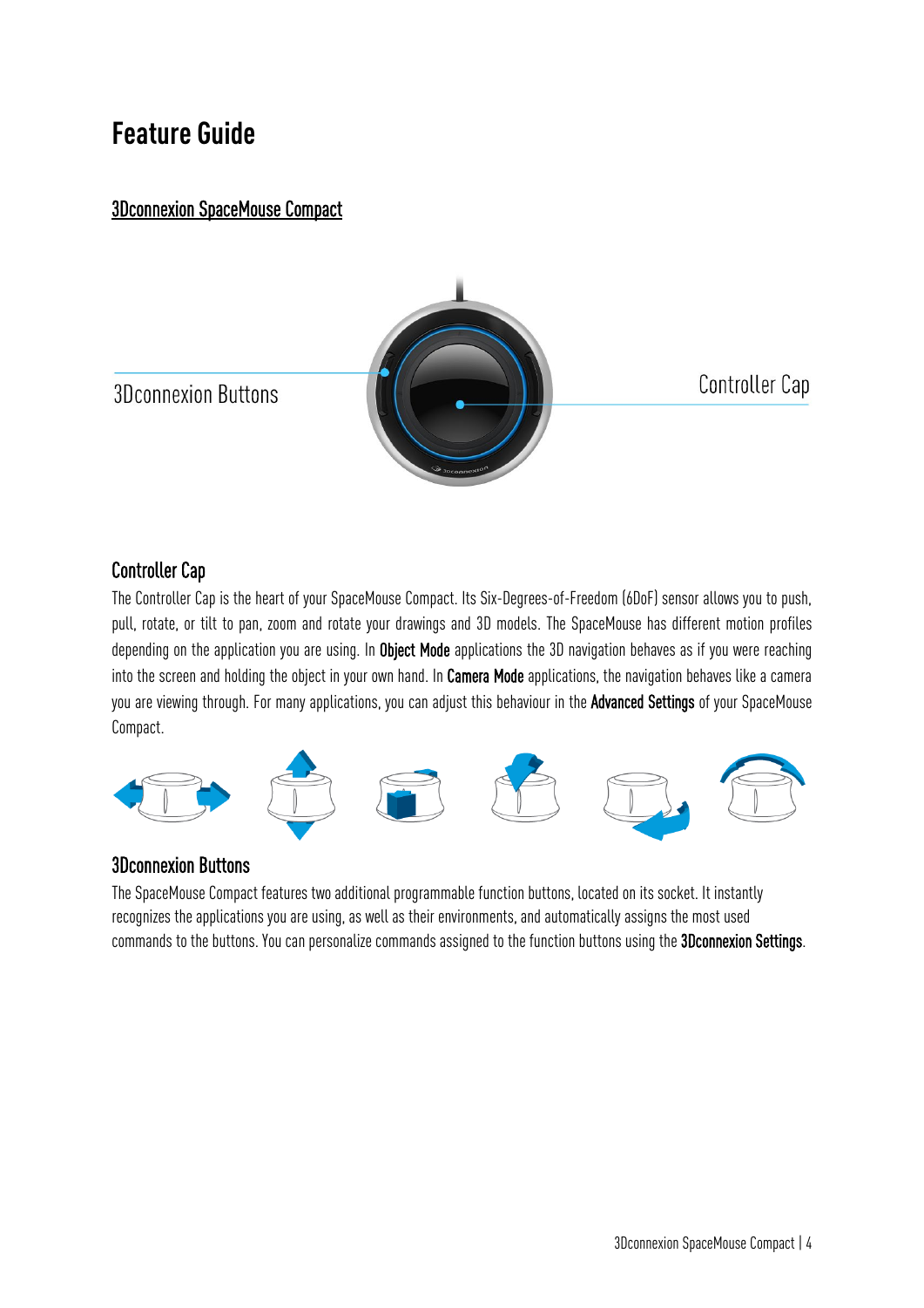# Feature Guide

## 3Dconnexion SpaceMouse Compact

3Dconnexion Buttons

Controller Cap

### Controller Cap

The Controller Cap is the heart of your SpaceMouse Compact. Its Six-Degrees-of-Freedom (6DoF) sensor allows you to push, pull, rotate, or tilt to pan, zoom and rotate your drawings and 3D models. The SpaceMouse has different motion profiles depending on the application you are using. In **Object Mode** applications the 3D navigation behaves as if you were reaching into the screen and holding the object in your own hand. In **Camera Mode** applications, the navigation behaves like a camera you are viewing through. For many applications, you can adjust this behaviour in the **Advanced Settings** of your SpaceMouse Compact.

### 3Dconnexion Buttons

The SpaceMouse Compact features two additional programmable function buttons, located on its socket. It instantly recognizes the applications you are using, as well as their environments, and automatically assigns the most used commands to the buttons. You can personalize commands assigned to the function buttons using the **3Dconnexion Settings**.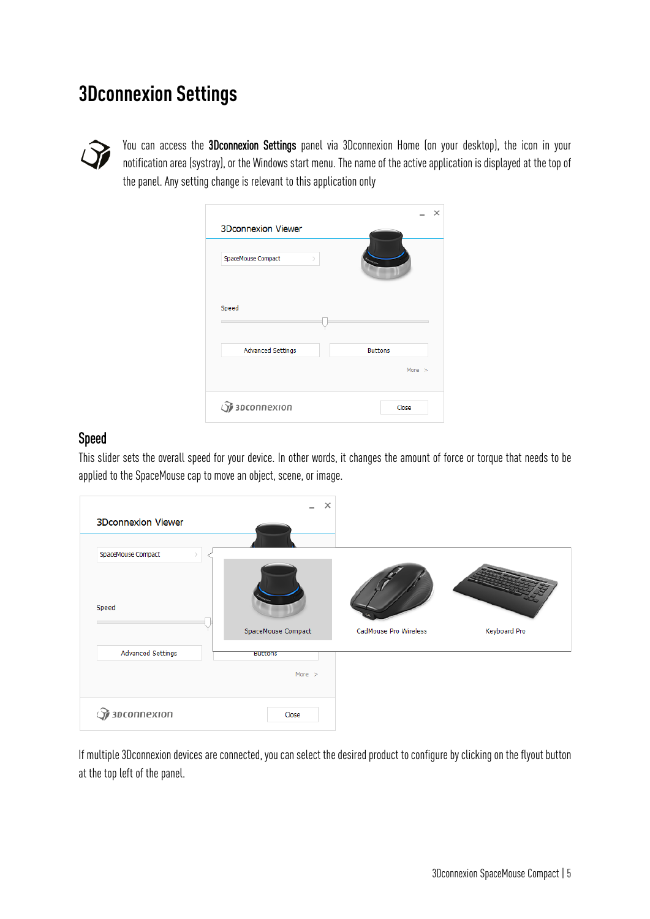# 3Dconnexion Settings

You can access the **3Dconnexion Settings** panel via 3Dconnexion Home (on your desktop), the icon in your notification area (systray), or the Windows start menu. The name of the active application is displayed at the top of the panel. Any setting change is relevant to this application only

## Speed

This slider sets the overall speed for your device. In other words, it changes the amount of force or torque that needs to be applied to the SpaceMouse cap to move an object, scene, or image.

If multiple 3Dconnexion devices are connected, you can select the desired product to configure by clicking on the flyout button at the top left of the panel.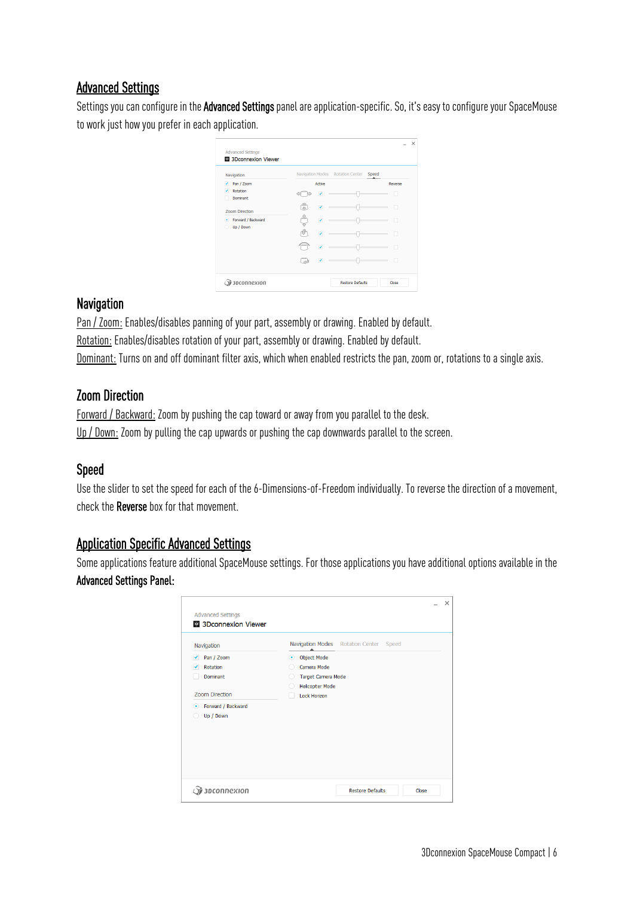## Advanced Settings

Settings you can configure in the **Advanced Settings** panel are application-specific. So, it's easy to configure your SpaceMouse to work just how you prefer in each application.

### Navigation

Pan / Zoom: Enables/disables panning of your part, assembly or drawing. Enabled by default.
Rotation: Enables/disables rotation of your part, assembly or drawing. Enabled by default.
Dominant: Turns on and off dominant filter axis, which when enabled restricts the pan, zoom or, rotations to a single axis.

### Zoom Direction

Forward / Backward: Zoom by pushing the cap toward or away from you parallel to the desk.
Up / Down: Zoom by pulling the cap upwards or pushing the cap downwards parallel to the screen.

### Speed

Use the slider to set the speed for each of the 6-Dimensions-of-Freedom individually. To reverse the direction of a movement, check the **Reverse** box for that movement.

## Application Specific Advanced Settings

Some applications feature additional SpaceMouse settings. For those applications you have additional options available in the **Advanced Settings Panel:**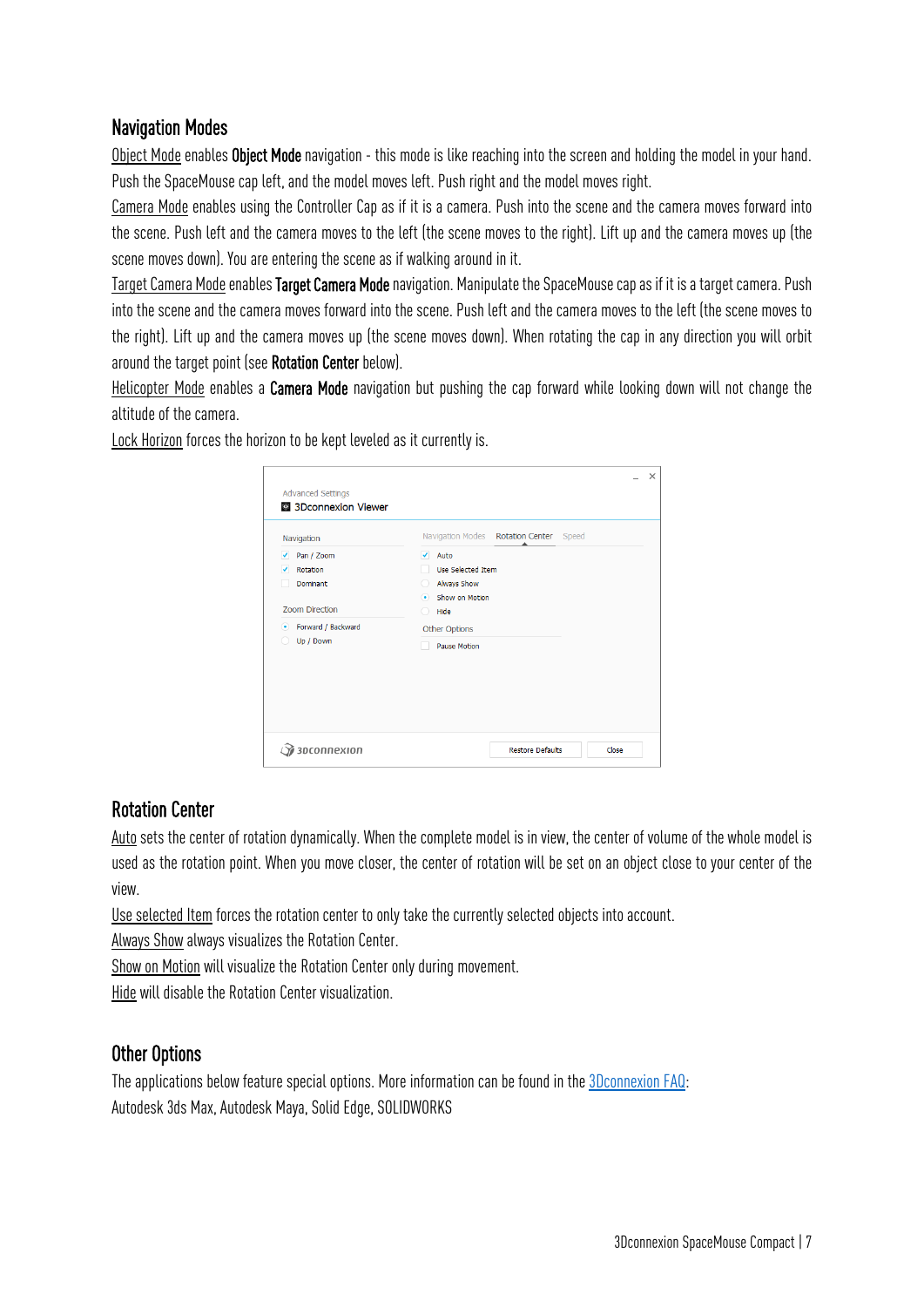## Navigation Modes

Object Mode enables **Object Mode** navigation - this mode is like reaching into the screen and holding the model in your hand. Push the SpaceMouse cap left, and the model moves left. Push right and the model moves right.

Camera Mode enables using the Controller Cap as if it is a camera. Push into the scene and the camera moves forward into the scene. Push left and the camera moves to the left (the scene moves to the right). Lift up and the camera moves up (the scene moves down). You are entering the scene as if walking around in it.

Target Camera Mode enables **Target Camera Mode** navigation. Manipulate the SpaceMouse cap as if it is a target camera. Push into the scene and the camera moves forward into the scene. Push left and the camera moves to the left (the scene moves to the right). Lift up and the camera moves up (the scene moves down). When rotating the cap in any direction you will orbit around the target point (see **Rotation Center** below).

Helicopter Mode enables a **Camera Mode** navigation but pushing the cap forward while looking down will not change the altitude of the camera.

Lock Horizon forces the horizon to be kept leveled as it currently is.

Advanced Settings
3Dconnexion Viewer

Navigation
Pan / Zoom
Rotation
Dominant

Zoom Direction
Forward / Backward
Up / Down

Navigation Modes | Rotation Center | Speed
Auto
Use Selected Item
Always Show
Show on Motion
Hide

Other Options
Pause Motion

3Dconnexion
Restore Defaults
Close

## Rotation Center

Auto sets the center of rotation dynamically. When the complete model is in view, the center of volume of the whole model is used as the rotation point. When you move closer, the center of rotation will be set on an object close to your center of the view.

Use selected Item forces the rotation center to only take the currently selected objects into account.

Always Show always visualizes the Rotation Center.

Show on Motion will visualize the Rotation Center only during movement.

Hide will disable the Rotation Center visualization.

## Other Options

The applications below feature special options. More information can be found in the 3Dconnexion FAQ:
Autodesk 3ds Max, Autodesk Maya, Solid Edge, SOLIDWORKS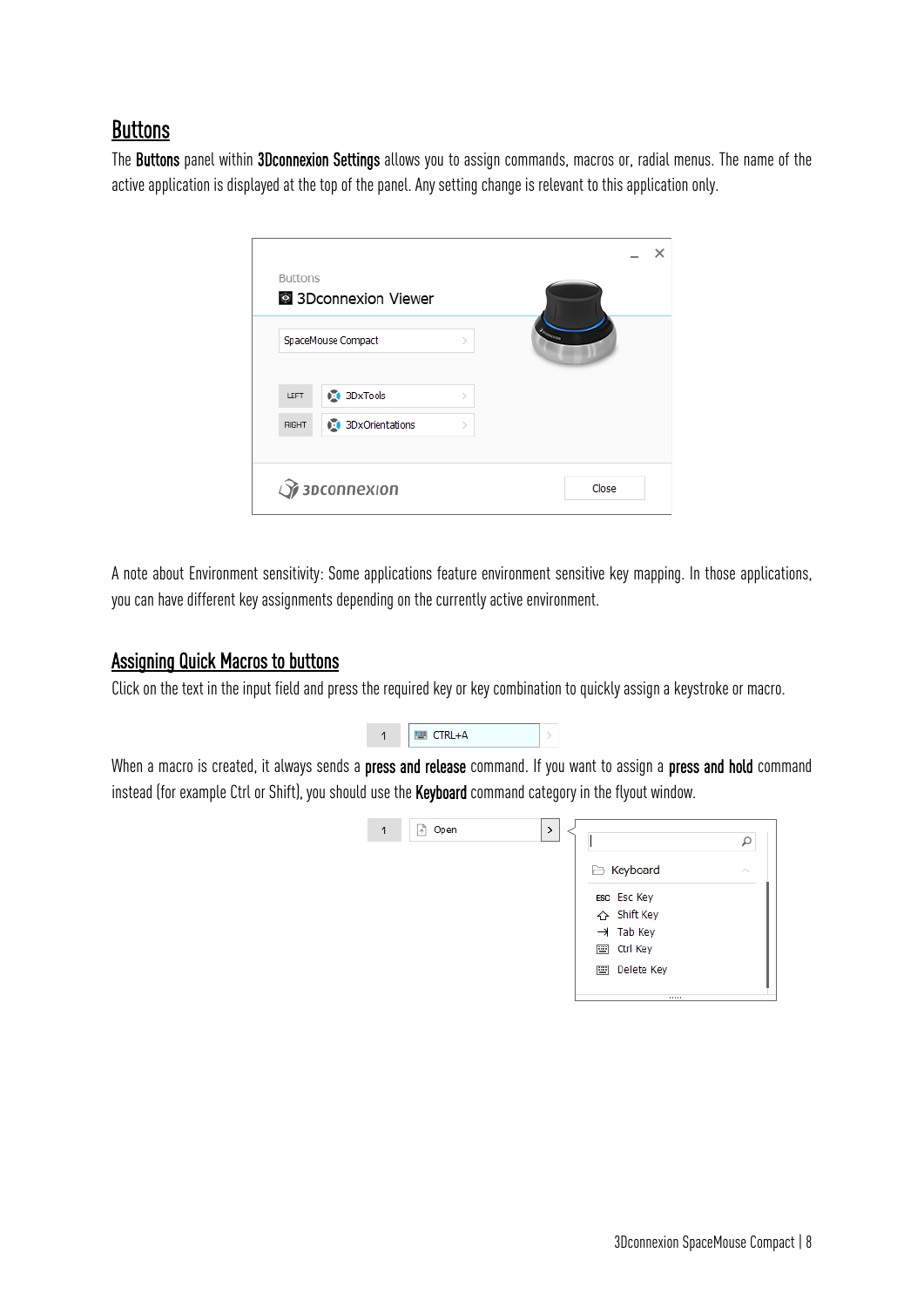## Buttons

The **Buttons** panel within **3Dconnexion Settings** allows you to assign commands, macros or, radial menus. The name of the active application is displayed at the top of the panel. Any setting change is relevant to this application only.

A note about Environment sensitivity: Some applications feature environment sensitive key mapping. In those applications, you can have different key assignments depending on the currently active environment.

## Assigning Quick Macros to buttons

Click on the text in the input field and press the required key or key combination to quickly assign a keystroke or macro.

When a macro is created, it always sends a **press and release** command. If you want to assign a **press and hold** command instead (for example Ctrl or Shift), you should use the **Keyboard** command category in the flyout window.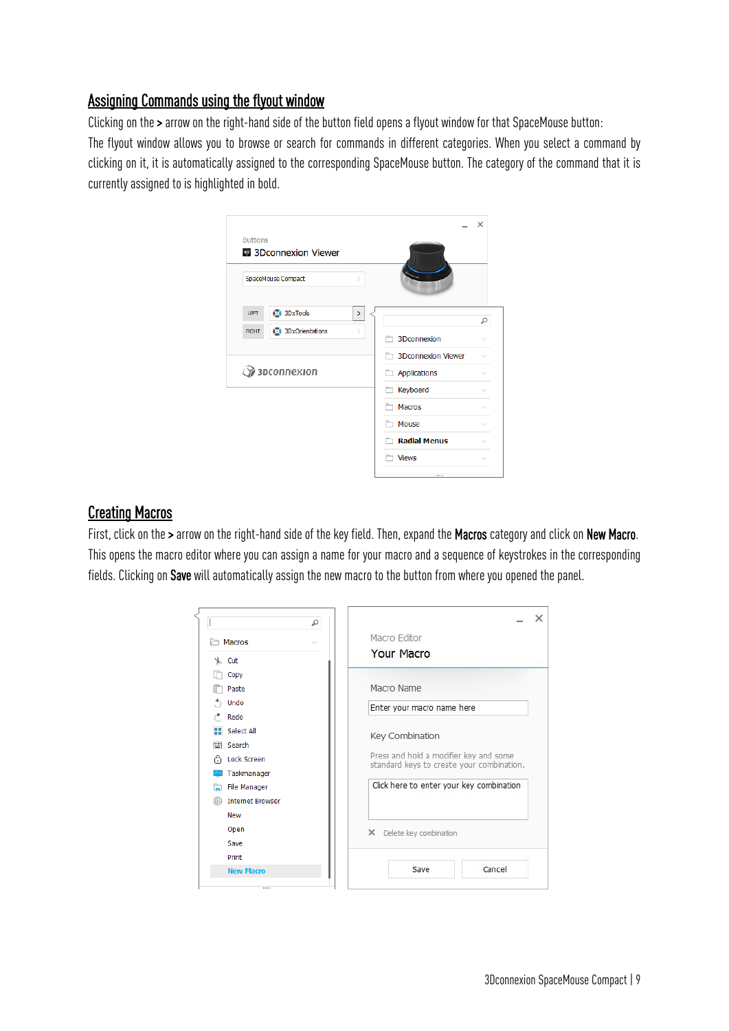## Assigning Commands using the flyout window

Clicking on the **>** arrow on the right-hand side of the button field opens a flyout window for that SpaceMouse button:

The flyout window allows you to browse or search for commands in different categories. When you select a command by clicking on it, it is automatically assigned to the corresponding SpaceMouse button. The category of the command that it is currently assigned to is highlighted in bold.

## Creating Macros

First, click on the **>** arrow on the right-hand side of the key field. Then, expand the **Macros** category and click on **New Macro**. This opens the macro editor where you can assign a name for your macro and a sequence of keystrokes in the corresponding fields. Clicking on **Save** will automatically assign the new macro to the button from where you opened the panel.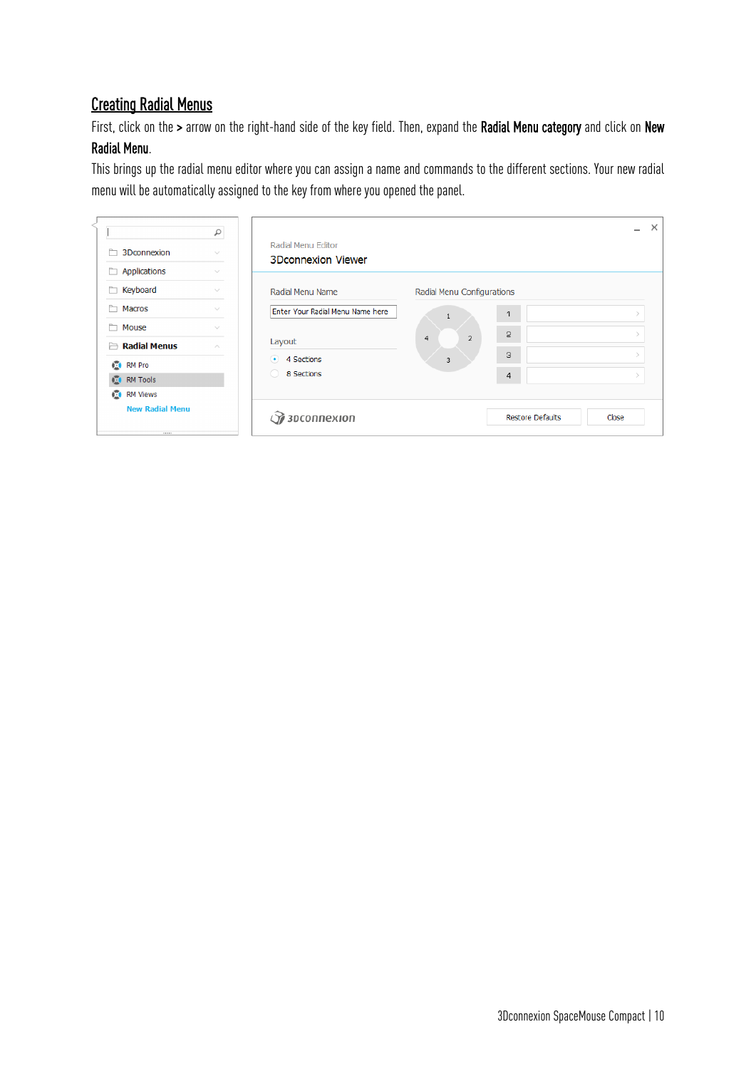## Creating Radial Menus

First, click on the **>** arrow on the right-hand side of the key field. Then, expand the **Radial Menu category** and click on **New Radial Menu**.

This brings up the radial menu editor where you can assign a name and commands to the different sections. Your new radial menu will be automatically assigned to the key from where you opened the panel.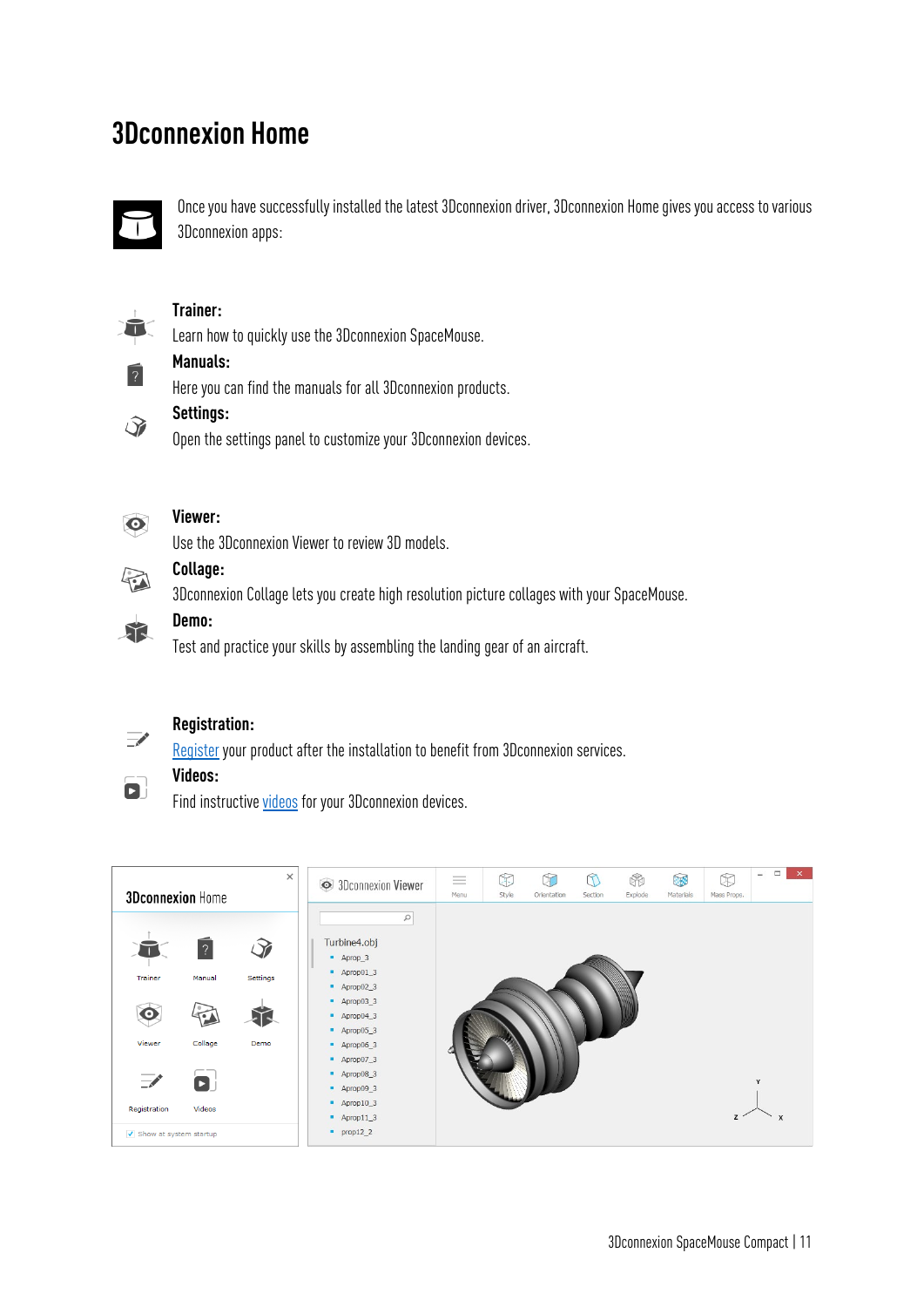# 3Dconnexion Home

Once you have successfully installed the latest 3Dconnexion driver, 3Dconnexion Home gives you access to various 3Dconnexion apps:

**Trainer:**
Learn how to quickly use the 3Dconnexion SpaceMouse.

**Manuals:**
Here you can find the manuals for all 3Dconnexion products.

**Settings:**
Open the settings panel to customize your 3Dconnexion devices.

**Viewer:**
Use the 3Dconnexion Viewer to review 3D models.

**Collage:**
3Dconnexion Collage lets you create high resolution picture collages with your SpaceMouse.

**Demo:**
Test and practice your skills by assembling the landing gear of an aircraft.

**Registration:**
Register your product after the installation to benefit from 3Dconnexion services.

**Videos:**
Find instructive videos for your 3Dconnexion devices.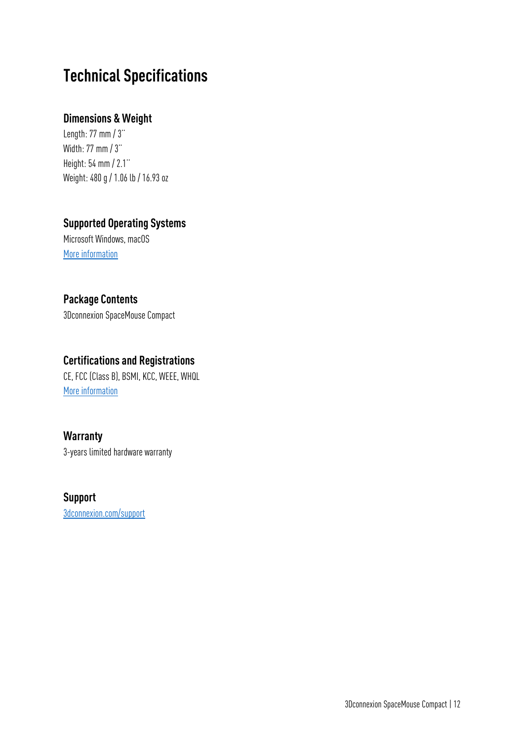# Technical Specifications

## Dimensions & Weight

Length: 77 mm / 3''
Width: 77 mm / 3''
Height: 54 mm / 2.1''
Weight: 480 g / 1.06 lb / 16.93 oz

## Supported Operating Systems

Microsoft Windows, macOS
More information

## Package Contents

3Dconnexion SpaceMouse Compact

## Certifications and Registrations

CE, FCC (Class B), BSMI, KCC, WEEE, WHQL
More information

## Warranty

3-years limited hardware warranty

## Support

3dconnexion.com/support